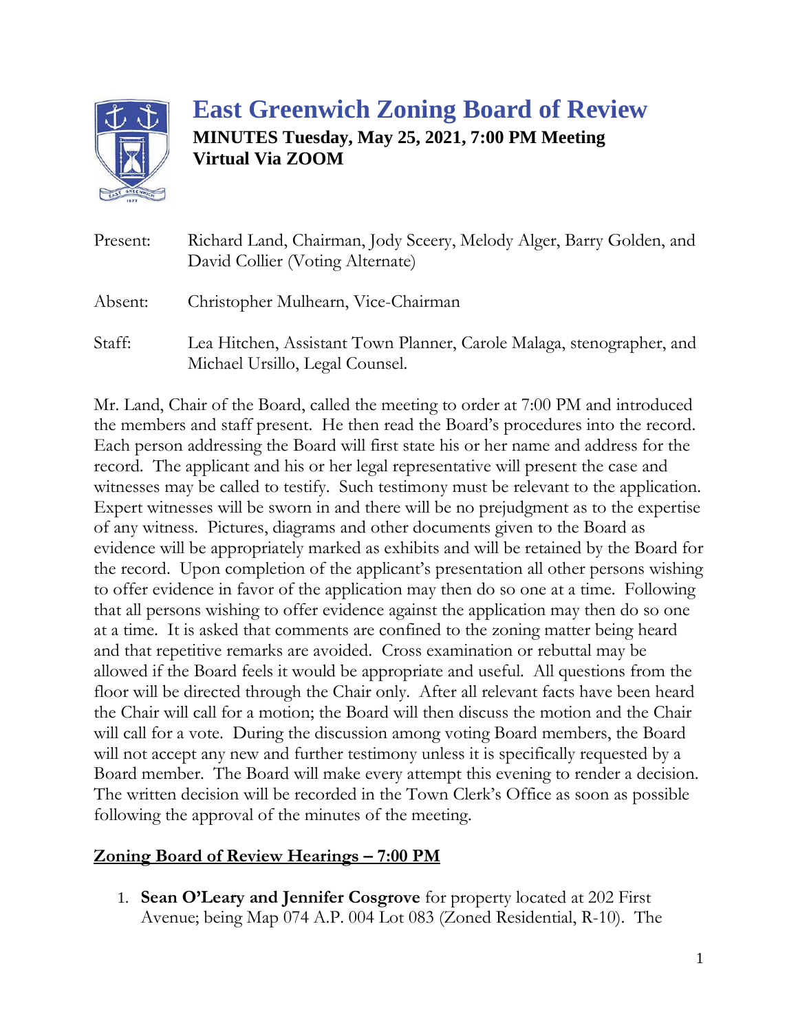# East Greenwich Zoning Board of Review

**MINUTES Tuesday, May 25, 2021, 7:00 PM Meeting**
**Virtual Via ZOOM**

Present: Richard Land, Chairman, Jody Sceery, Melody Alger, Barry Golden, and David Collier (Voting Alternate)

Absent: Christopher Mulhearn, Vice-Chairman

Staff: Lea Hitchen, Assistant Town Planner, Carole Malaga, stenographer, and Michael Ursillo, Legal Counsel.

Mr. Land, Chair of the Board, called the meeting to order at 7:00 PM and introduced the members and staff present. He then read the Board's procedures into the record. Each person addressing the Board will first state his or her name and address for the record. The applicant and his or her legal representative will present the case and witnesses may be called to testify. Such testimony must be relevant to the application. Expert witnesses will be sworn in and there will be no prejudgment as to the expertise of any witness. Pictures, diagrams and other documents given to the Board as evidence will be appropriately marked as exhibits and will be retained by the Board for the record. Upon completion of the applicant's presentation all other persons wishing to offer evidence in favor of the application may then do so one at a time. Following that all persons wishing to offer evidence against the application may then do so one at a time. It is asked that comments are confined to the zoning matter being heard and that repetitive remarks are avoided. Cross examination or rebuttal may be allowed if the Board feels it would be appropriate and useful. All questions from the floor will be directed through the Chair only. After all relevant facts have been heard the Chair will call for a motion; the Board will then discuss the motion and the Chair will call for a vote. During the discussion among voting Board members, the Board will not accept any new and further testimony unless it is specifically requested by a Board member. The Board will make every attempt this evening to render a decision. The written decision will be recorded in the Town Clerk's Office as soon as possible following the approval of the minutes of the meeting.

## Zoning Board of Review Hearings – 7:00 PM

1. **Sean O'Leary and Jennifer Cosgrove** for property located at 202 First Avenue; being Map 074 A.P. 004 Lot 083 (Zoned Residential, R-10). The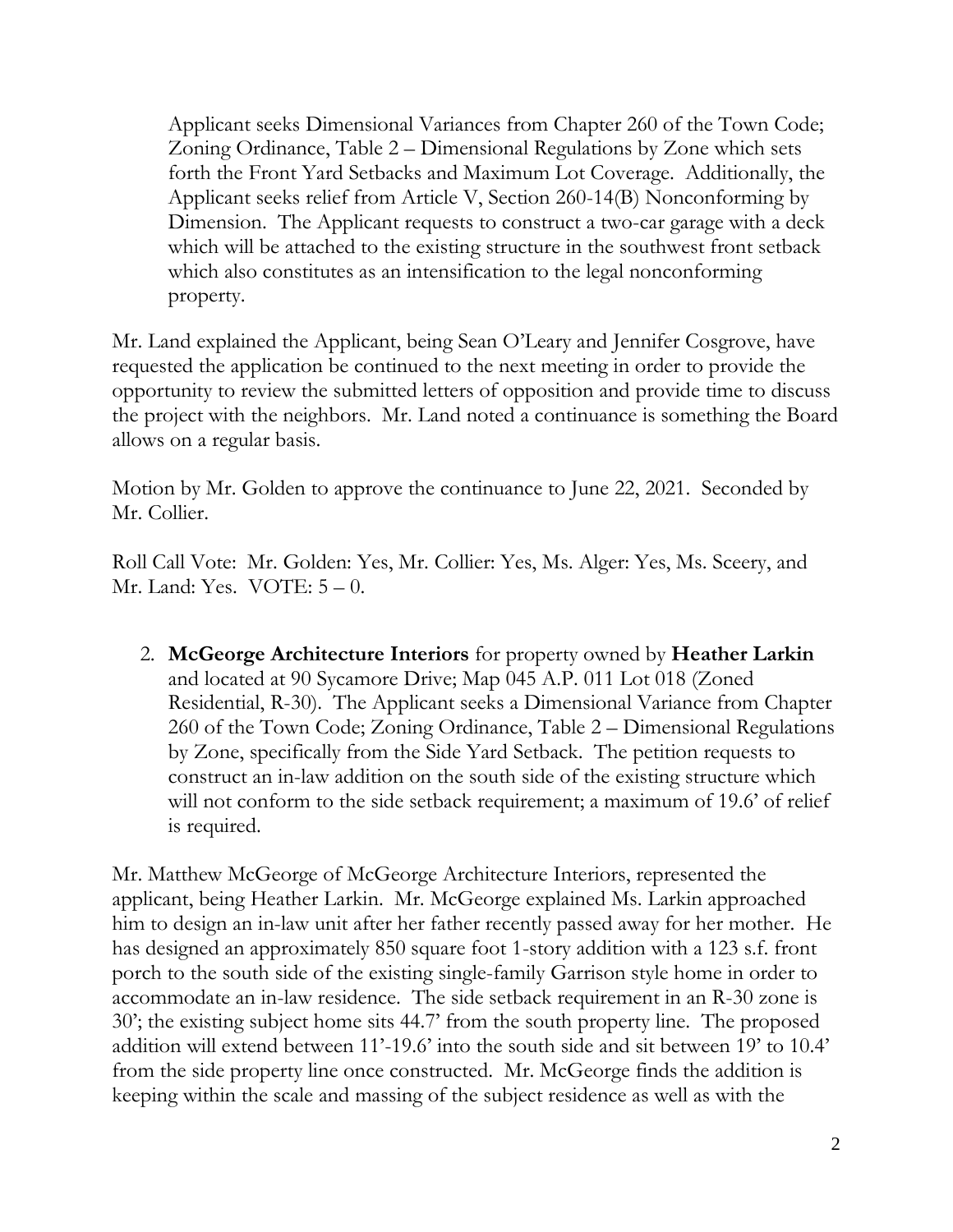Applicant seeks Dimensional Variances from Chapter 260 of the Town Code; Zoning Ordinance, Table 2 – Dimensional Regulations by Zone which sets forth the Front Yard Setbacks and Maximum Lot Coverage. Additionally, the Applicant seeks relief from Article V, Section 260-14(B) Nonconforming by Dimension. The Applicant requests to construct a two-car garage with a deck which will be attached to the existing structure in the southwest front setback which also constitutes as an intensification to the legal nonconforming property.

Mr. Land explained the Applicant, being Sean O'Leary and Jennifer Cosgrove, have requested the application be continued to the next meeting in order to provide the opportunity to review the submitted letters of opposition and provide time to discuss the project with the neighbors. Mr. Land noted a continuance is something the Board allows on a regular basis.

Motion by Mr. Golden to approve the continuance to June 22, 2021. Seconded by Mr. Collier.

Roll Call Vote: Mr. Golden: Yes, Mr. Collier: Yes, Ms. Alger: Yes, Ms. Sceery, and Mr. Land: Yes. VOTE: 5 – 0.

2. **McGeorge Architecture Interiors** for property owned by **Heather Larkin** and located at 90 Sycamore Drive; Map 045 A.P. 011 Lot 018 (Zoned Residential, R-30). The Applicant seeks a Dimensional Variance from Chapter 260 of the Town Code; Zoning Ordinance, Table 2 – Dimensional Regulations by Zone, specifically from the Side Yard Setback. The petition requests to construct an in-law addition on the south side of the existing structure which will not conform to the side setback requirement; a maximum of 19.6' of relief is required.

Mr. Matthew McGeorge of McGeorge Architecture Interiors, represented the applicant, being Heather Larkin. Mr. McGeorge explained Ms. Larkin approached him to design an in-law unit after her father recently passed away for her mother. He has designed an approximately 850 square foot 1-story addition with a 123 s.f. front porch to the south side of the existing single-family Garrison style home in order to accommodate an in-law residence. The side setback requirement in an R-30 zone is 30'; the existing subject home sits 44.7' from the south property line. The proposed addition will extend between 11'-19.6' into the south side and sit between 19' to 10.4' from the side property line once constructed. Mr. McGeorge finds the addition is keeping within the scale and massing of the subject residence as well as with the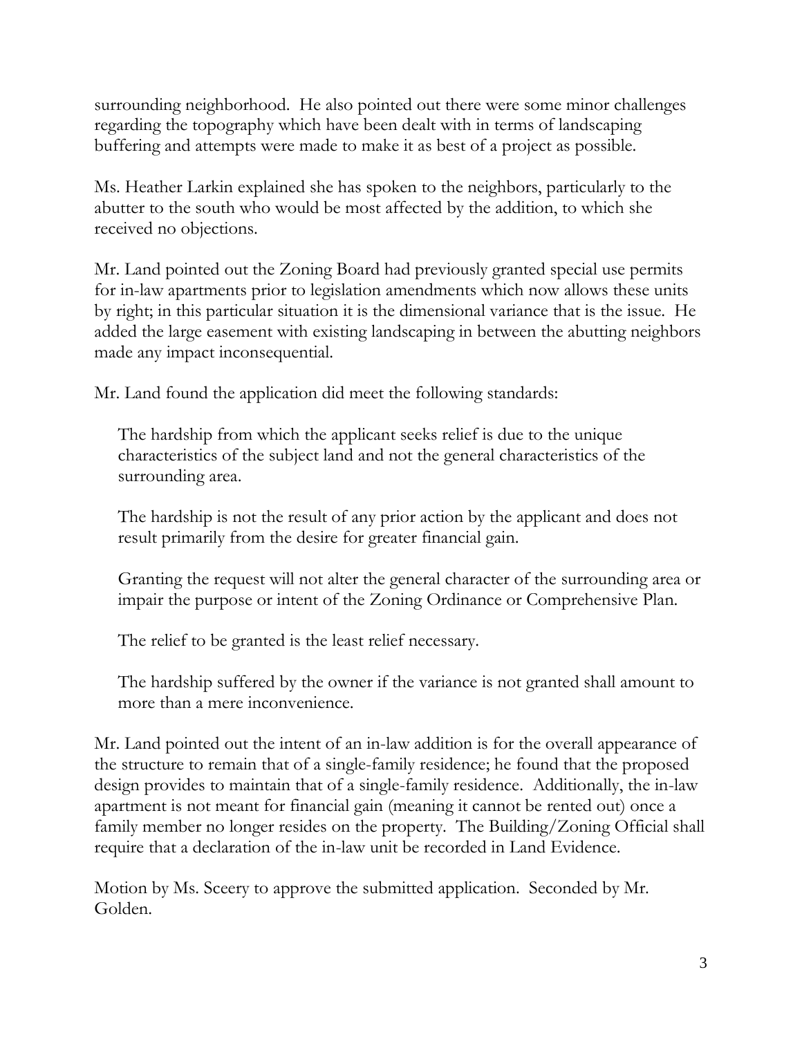surrounding neighborhood. He also pointed out there were some minor challenges regarding the topography which have been dealt with in terms of landscaping buffering and attempts were made to make it as best of a project as possible.

Ms. Heather Larkin explained she has spoken to the neighbors, particularly to the abutter to the south who would be most affected by the addition, to which she received no objections.

Mr. Land pointed out the Zoning Board had previously granted special use permits for in-law apartments prior to legislation amendments which now allows these units by right; in this particular situation it is the dimensional variance that is the issue. He added the large easement with existing landscaping in between the abutting neighbors made any impact inconsequential.

Mr. Land found the application did meet the following standards:

> The hardship from which the applicant seeks relief is due to the unique characteristics of the subject land and not the general characteristics of the surrounding area.
>
> The hardship is not the result of any prior action by the applicant and does not result primarily from the desire for greater financial gain.
>
> Granting the request will not alter the general character of the surrounding area or impair the purpose or intent of the Zoning Ordinance or Comprehensive Plan.
>
> The relief to be granted is the least relief necessary.
>
> The hardship suffered by the owner if the variance is not granted shall amount to more than a mere inconvenience.

Mr. Land pointed out the intent of an in-law addition is for the overall appearance of the structure to remain that of a single-family residence; he found that the proposed design provides to maintain that of a single-family residence. Additionally, the in-law apartment is not meant for financial gain (meaning it cannot be rented out) once a family member no longer resides on the property. The Building/Zoning Official shall require that a declaration of the in-law unit be recorded in Land Evidence.

Motion by Ms. Sceery to approve the submitted application. Seconded by Mr. Golden.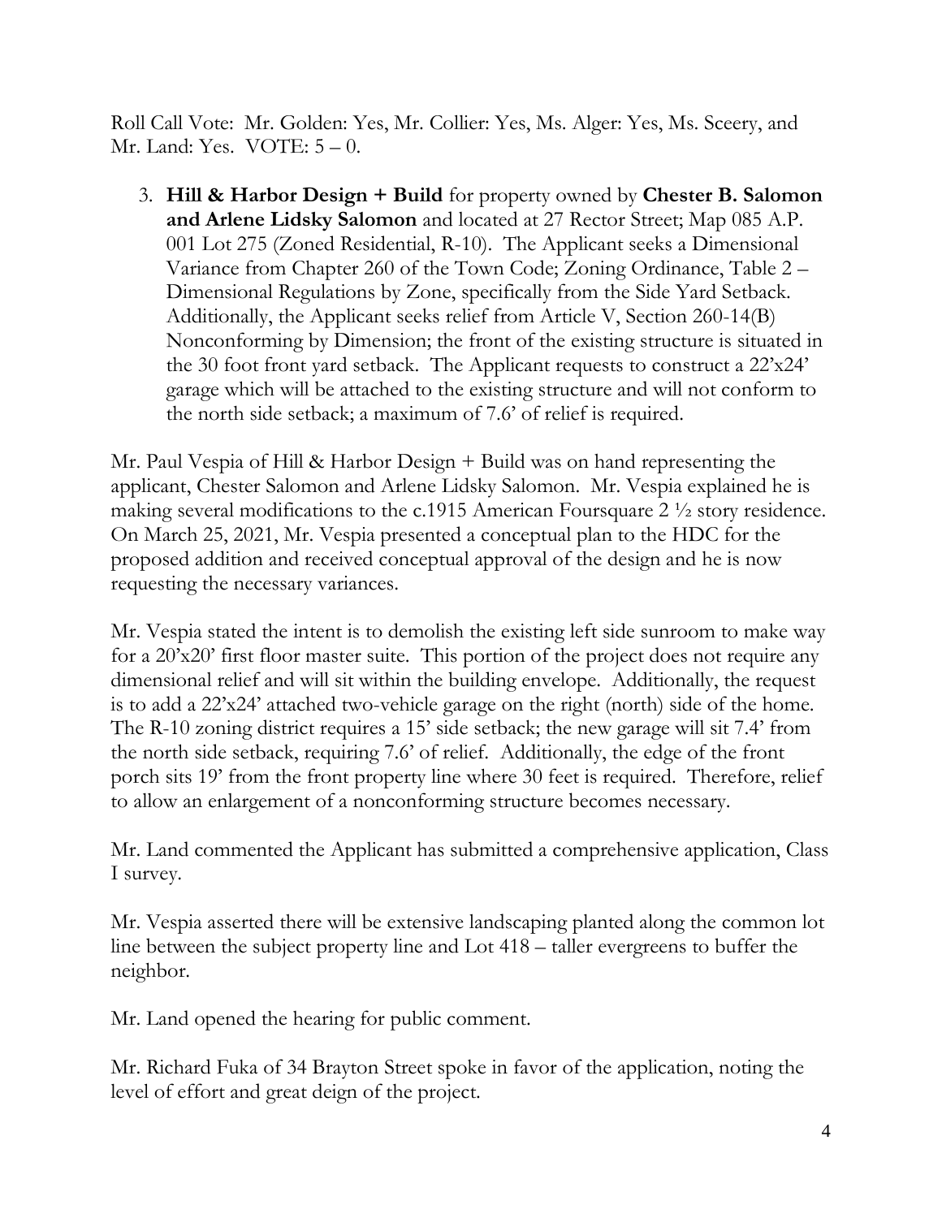Roll Call Vote: Mr. Golden: Yes, Mr. Collier: Yes, Ms. Alger: Yes, Ms. Sceery, and Mr. Land: Yes. VOTE: 5 – 0.

3. **Hill & Harbor Design + Build** for property owned by **Chester B. Salomon and Arlene Lidsky Salomon** and located at 27 Rector Street; Map 085 A.P. 001 Lot 275 (Zoned Residential, R-10). The Applicant seeks a Dimensional Variance from Chapter 260 of the Town Code; Zoning Ordinance, Table 2 – Dimensional Regulations by Zone, specifically from the Side Yard Setback. Additionally, the Applicant seeks relief from Article V, Section 260-14(B) Nonconforming by Dimension; the front of the existing structure is situated in the 30 foot front yard setback. The Applicant requests to construct a 22'x24' garage which will be attached to the existing structure and will not conform to the north side setback; a maximum of 7.6' of relief is required.

Mr. Paul Vespia of Hill & Harbor Design + Build was on hand representing the applicant, Chester Salomon and Arlene Lidsky Salomon. Mr. Vespia explained he is making several modifications to the c.1915 American Foursquare 2 ½ story residence. On March 25, 2021, Mr. Vespia presented a conceptual plan to the HDC for the proposed addition and received conceptual approval of the design and he is now requesting the necessary variances.

Mr. Vespia stated the intent is to demolish the existing left side sunroom to make way for a 20'x20' first floor master suite. This portion of the project does not require any dimensional relief and will sit within the building envelope. Additionally, the request is to add a 22'x24' attached two-vehicle garage on the right (north) side of the home. The R-10 zoning district requires a 15' side setback; the new garage will sit 7.4' from the north side setback, requiring 7.6' of relief. Additionally, the edge of the front porch sits 19' from the front property line where 30 feet is required. Therefore, relief to allow an enlargement of a nonconforming structure becomes necessary.

Mr. Land commented the Applicant has submitted a comprehensive application, Class I survey.

Mr. Vespia asserted there will be extensive landscaping planted along the common lot line between the subject property line and Lot 418 – taller evergreens to buffer the neighbor.

Mr. Land opened the hearing for public comment.

Mr. Richard Fuka of 34 Brayton Street spoke in favor of the application, noting the level of effort and great deign of the project.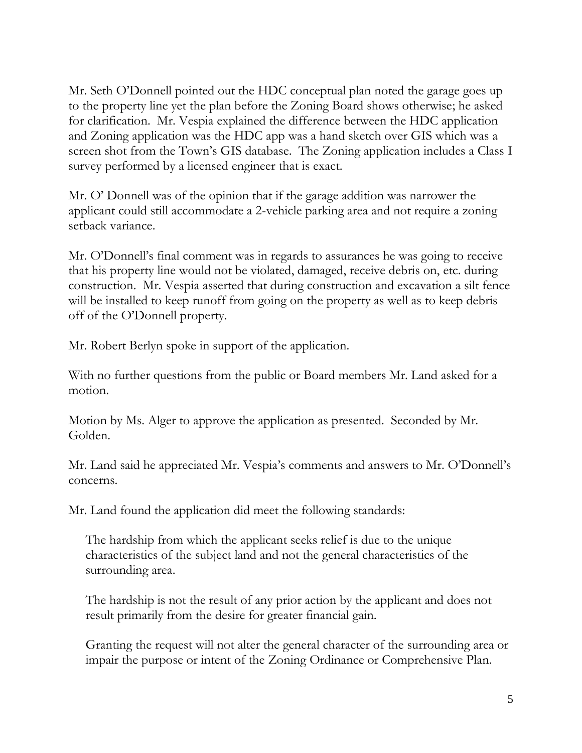Mr. Seth O'Donnell pointed out the HDC conceptual plan noted the garage goes up to the property line yet the plan before the Zoning Board shows otherwise; he asked for clarification. Mr. Vespia explained the difference between the HDC application and Zoning application was the HDC app was a hand sketch over GIS which was a screen shot from the Town's GIS database. The Zoning application includes a Class I survey performed by a licensed engineer that is exact.

Mr. O' Donnell was of the opinion that if the garage addition was narrower the applicant could still accommodate a 2-vehicle parking area and not require a zoning setback variance.

Mr. O'Donnell's final comment was in regards to assurances he was going to receive that his property line would not be violated, damaged, receive debris on, etc. during construction. Mr. Vespia asserted that during construction and excavation a silt fence will be installed to keep runoff from going on the property as well as to keep debris off of the O'Donnell property.

Mr. Robert Berlyn spoke in support of the application.

With no further questions from the public or Board members Mr. Land asked for a motion.

Motion by Ms. Alger to approve the application as presented. Seconded by Mr. Golden.

Mr. Land said he appreciated Mr. Vespia's comments and answers to Mr. O'Donnell's concerns.

Mr. Land found the application did meet the following standards:

The hardship from which the applicant seeks relief is due to the unique characteristics of the subject land and not the general characteristics of the surrounding area.

The hardship is not the result of any prior action by the applicant and does not result primarily from the desire for greater financial gain.

Granting the request will not alter the general character of the surrounding area or impair the purpose or intent of the Zoning Ordinance or Comprehensive Plan.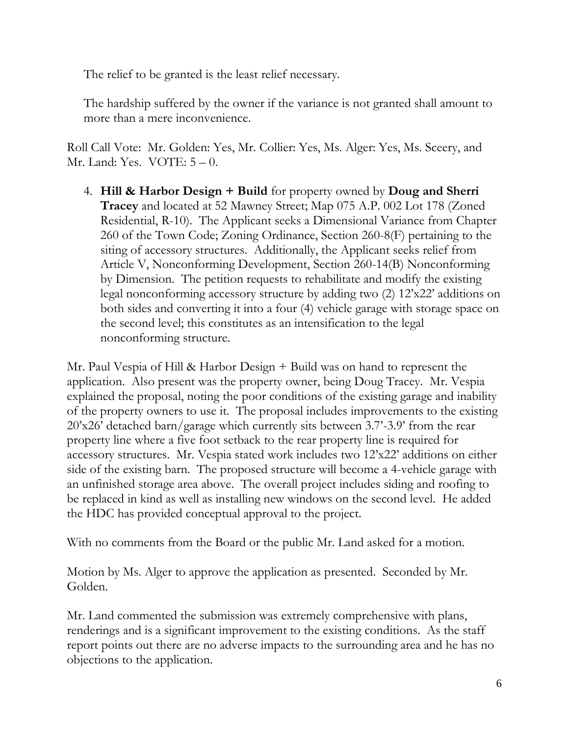The relief to be granted is the least relief necessary.

The hardship suffered by the owner if the variance is not granted shall amount to more than a mere inconvenience.

Roll Call Vote: Mr. Golden: Yes, Mr. Collier: Yes, Ms. Alger: Yes, Ms. Sceery, and Mr. Land: Yes. VOTE: 5 – 0.

4. **Hill & Harbor Design + Build** for property owned by **Doug and Sherri Tracey** and located at 52 Mawney Street; Map 075 A.P. 002 Lot 178 (Zoned Residential, R-10). The Applicant seeks a Dimensional Variance from Chapter 260 of the Town Code; Zoning Ordinance, Section 260-8(F) pertaining to the siting of accessory structures. Additionally, the Applicant seeks relief from Article V, Nonconforming Development, Section 260-14(B) Nonconforming by Dimension. The petition requests to rehabilitate and modify the existing legal nonconforming accessory structure by adding two (2) 12'x22' additions on both sides and converting it into a four (4) vehicle garage with storage space on the second level; this constitutes as an intensification to the legal nonconforming structure.

Mr. Paul Vespia of Hill & Harbor Design + Build was on hand to represent the application. Also present was the property owner, being Doug Tracey. Mr. Vespia explained the proposal, noting the poor conditions of the existing garage and inability of the property owners to use it. The proposal includes improvements to the existing 20'x26' detached barn/garage which currently sits between 3.7'-3.9' from the rear property line where a five foot setback to the rear property line is required for accessory structures. Mr. Vespia stated work includes two 12'x22' additions on either side of the existing barn. The proposed structure will become a 4-vehicle garage with an unfinished storage area above. The overall project includes siding and roofing to be replaced in kind as well as installing new windows on the second level. He added the HDC has provided conceptual approval to the project.

With no comments from the Board or the public Mr. Land asked for a motion.

Motion by Ms. Alger to approve the application as presented. Seconded by Mr. Golden.

Mr. Land commented the submission was extremely comprehensive with plans, renderings and is a significant improvement to the existing conditions. As the staff report points out there are no adverse impacts to the surrounding area and he has no objections to the application.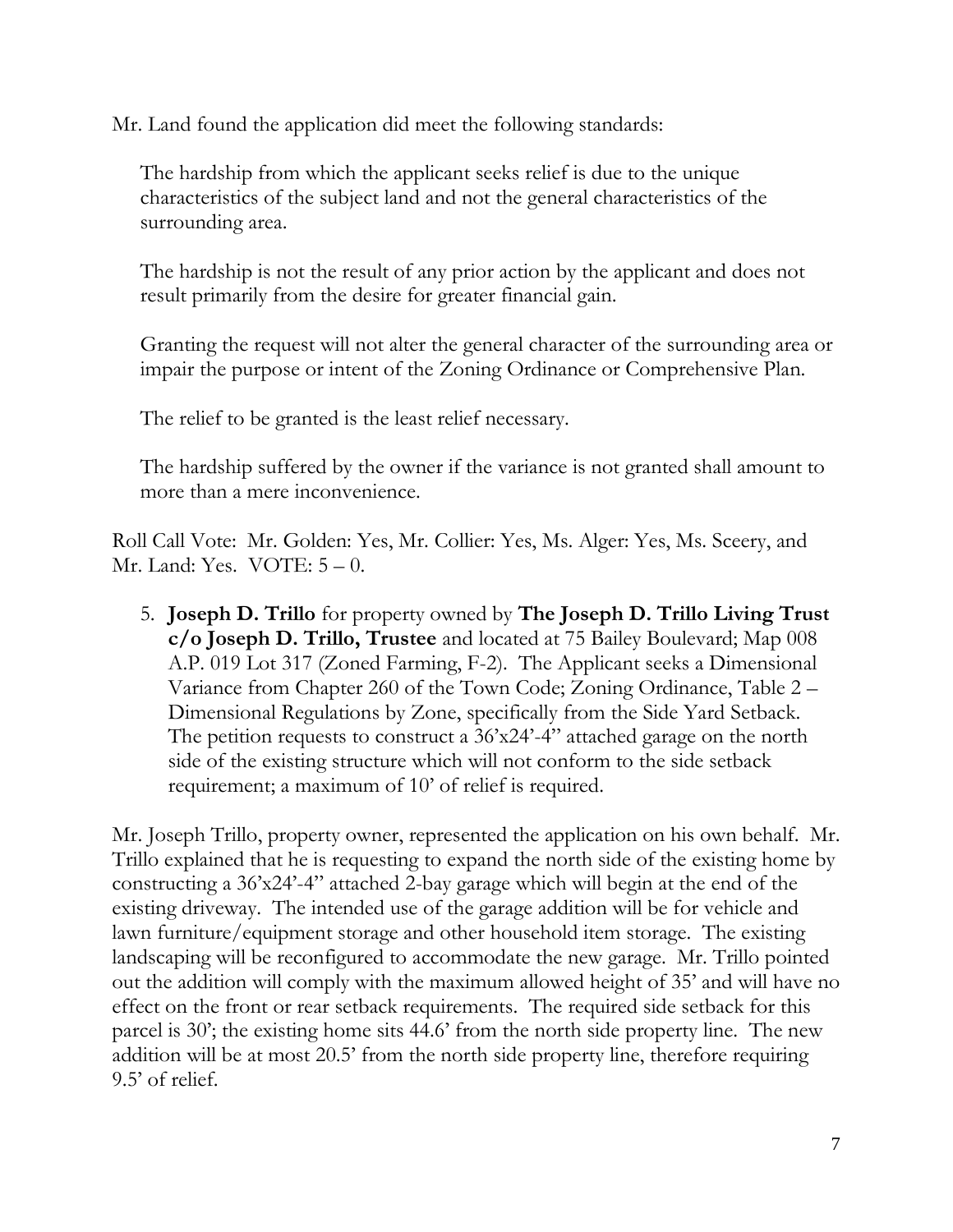Mr. Land found the application did meet the following standards:

The hardship from which the applicant seeks relief is due to the unique characteristics of the subject land and not the general characteristics of the surrounding area.

The hardship is not the result of any prior action by the applicant and does not result primarily from the desire for greater financial gain.

Granting the request will not alter the general character of the surrounding area or impair the purpose or intent of the Zoning Ordinance or Comprehensive Plan.

The relief to be granted is the least relief necessary.

The hardship suffered by the owner if the variance is not granted shall amount to more than a mere inconvenience.

Roll Call Vote: Mr. Golden: Yes, Mr. Collier: Yes, Ms. Alger: Yes, Ms. Sceery, and Mr. Land: Yes. VOTE: 5 – 0.

5. **Joseph D. Trillo** for property owned by **The Joseph D. Trillo Living Trust c/o Joseph D. Trillo, Trustee** and located at 75 Bailey Boulevard; Map 008 A.P. 019 Lot 317 (Zoned Farming, F-2). The Applicant seeks a Dimensional Variance from Chapter 260 of the Town Code; Zoning Ordinance, Table 2 – Dimensional Regulations by Zone, specifically from the Side Yard Setback. The petition requests to construct a 36'x24'-4" attached garage on the north side of the existing structure which will not conform to the side setback requirement; a maximum of 10' of relief is required.

Mr. Joseph Trillo, property owner, represented the application on his own behalf. Mr. Trillo explained that he is requesting to expand the north side of the existing home by constructing a 36'x24'-4" attached 2-bay garage which will begin at the end of the existing driveway. The intended use of the garage addition will be for vehicle and lawn furniture/equipment storage and other household item storage. The existing landscaping will be reconfigured to accommodate the new garage. Mr. Trillo pointed out the addition will comply with the maximum allowed height of 35' and will have no effect on the front or rear setback requirements. The required side setback for this parcel is 30'; the existing home sits 44.6' from the north side property line. The new addition will be at most 20.5' from the north side property line, therefore requiring 9.5' of relief.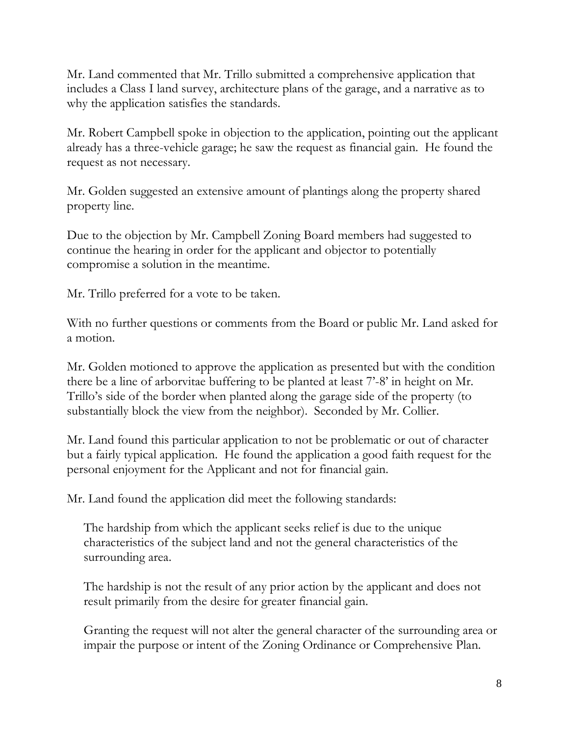Mr. Land commented that Mr. Trillo submitted a comprehensive application that includes a Class I land survey, architecture plans of the garage, and a narrative as to why the application satisfies the standards.

Mr. Robert Campbell spoke in objection to the application, pointing out the applicant already has a three-vehicle garage; he saw the request as financial gain. He found the request as not necessary.

Mr. Golden suggested an extensive amount of plantings along the property shared property line.

Due to the objection by Mr. Campbell Zoning Board members had suggested to continue the hearing in order for the applicant and objector to potentially compromise a solution in the meantime.

Mr. Trillo preferred for a vote to be taken.

With no further questions or comments from the Board or public Mr. Land asked for a motion.

Mr. Golden motioned to approve the application as presented but with the condition there be a line of arborvitae buffering to be planted at least 7'-8' in height on Mr. Trillo's side of the border when planted along the garage side of the property (to substantially block the view from the neighbor). Seconded by Mr. Collier.

Mr. Land found this particular application to not be problematic or out of character but a fairly typical application. He found the application a good faith request for the personal enjoyment for the Applicant and not for financial gain.

Mr. Land found the application did meet the following standards:

> The hardship from which the applicant seeks relief is due to the unique characteristics of the subject land and not the general characteristics of the surrounding area.
>
> The hardship is not the result of any prior action by the applicant and does not result primarily from the desire for greater financial gain.
>
> Granting the request will not alter the general character of the surrounding area or impair the purpose or intent of the Zoning Ordinance or Comprehensive Plan.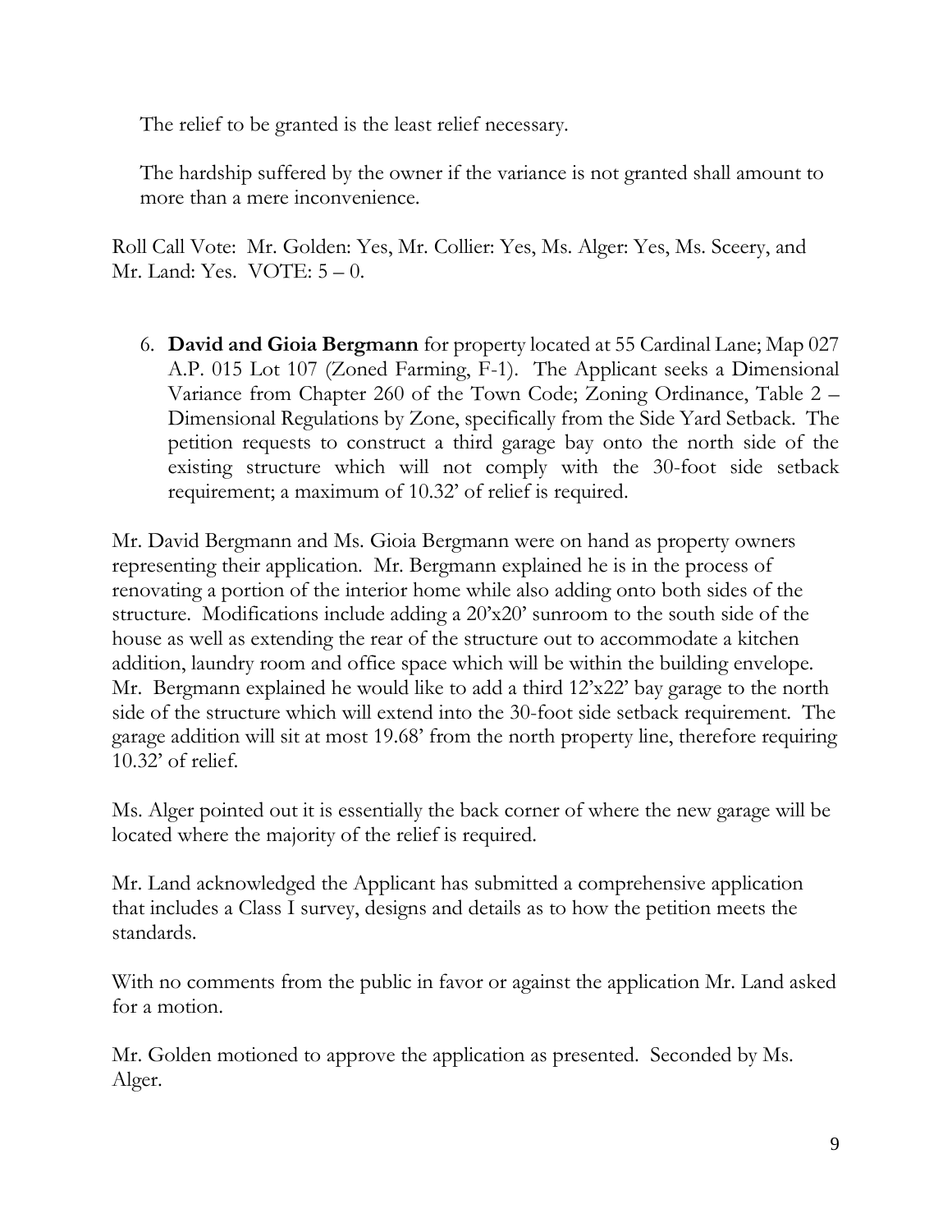The relief to be granted is the least relief necessary.

The hardship suffered by the owner if the variance is not granted shall amount to more than a mere inconvenience.

Roll Call Vote: Mr. Golden: Yes, Mr. Collier: Yes, Ms. Alger: Yes, Ms. Sceery, and Mr. Land: Yes. VOTE: 5 – 0.

6. **David and Gioia Bergmann** for property located at 55 Cardinal Lane; Map 027 A.P. 015 Lot 107 (Zoned Farming, F-1). The Applicant seeks a Dimensional Variance from Chapter 260 of the Town Code; Zoning Ordinance, Table 2 – Dimensional Regulations by Zone, specifically from the Side Yard Setback. The petition requests to construct a third garage bay onto the north side of the existing structure which will not comply with the 30-foot side setback requirement; a maximum of 10.32' of relief is required.

Mr. David Bergmann and Ms. Gioia Bergmann were on hand as property owners representing their application. Mr. Bergmann explained he is in the process of renovating a portion of the interior home while also adding onto both sides of the structure. Modifications include adding a 20'x20' sunroom to the south side of the house as well as extending the rear of the structure out to accommodate a kitchen addition, laundry room and office space which will be within the building envelope. Mr. Bergmann explained he would like to add a third 12'x22' bay garage to the north side of the structure which will extend into the 30-foot side setback requirement. The garage addition will sit at most 19.68' from the north property line, therefore requiring 10.32' of relief.

Ms. Alger pointed out it is essentially the back corner of where the new garage will be located where the majority of the relief is required.

Mr. Land acknowledged the Applicant has submitted a comprehensive application that includes a Class I survey, designs and details as to how the petition meets the standards.

With no comments from the public in favor or against the application Mr. Land asked for a motion.

Mr. Golden motioned to approve the application as presented. Seconded by Ms. Alger.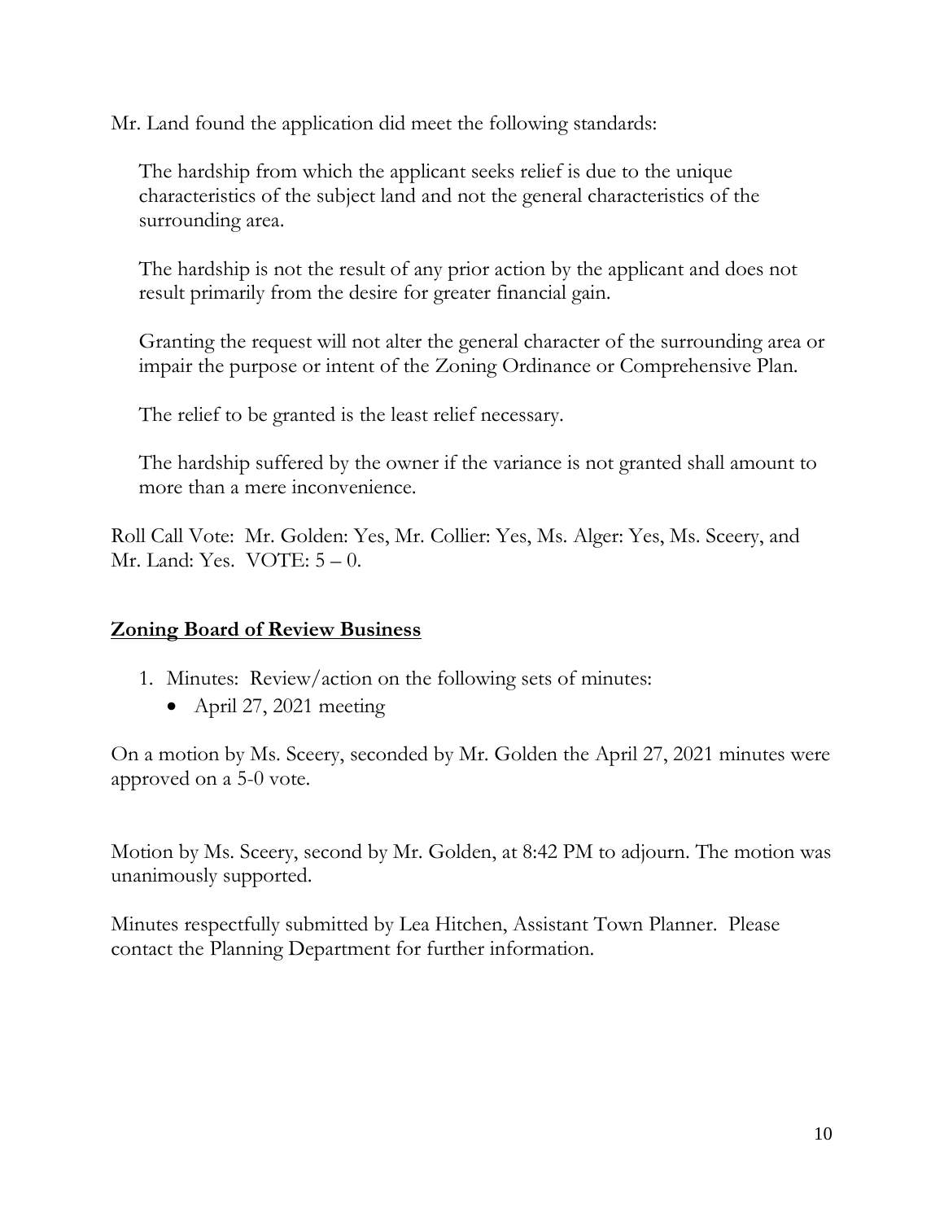Mr. Land found the application did meet the following standards:

The hardship from which the applicant seeks relief is due to the unique characteristics of the subject land and not the general characteristics of the surrounding area.

The hardship is not the result of any prior action by the applicant and does not result primarily from the desire for greater financial gain.

Granting the request will not alter the general character of the surrounding area or impair the purpose or intent of the Zoning Ordinance or Comprehensive Plan.

The relief to be granted is the least relief necessary.

The hardship suffered by the owner if the variance is not granted shall amount to more than a mere inconvenience.

Roll Call Vote: Mr. Golden: Yes, Mr. Collier: Yes, Ms. Alger: Yes, Ms. Sceery, and Mr. Land: Yes. VOTE: 5 – 0.

## **Zoning Board of Review Business**

1. Minutes: Review/action on the following sets of minutes:
   - April 27, 2021 meeting

On a motion by Ms. Sceery, seconded by Mr. Golden the April 27, 2021 minutes were approved on a 5-0 vote.

Motion by Ms. Sceery, second by Mr. Golden, at 8:42 PM to adjourn. The motion was unanimously supported.

Minutes respectfully submitted by Lea Hitchen, Assistant Town Planner. Please contact the Planning Department for further information.